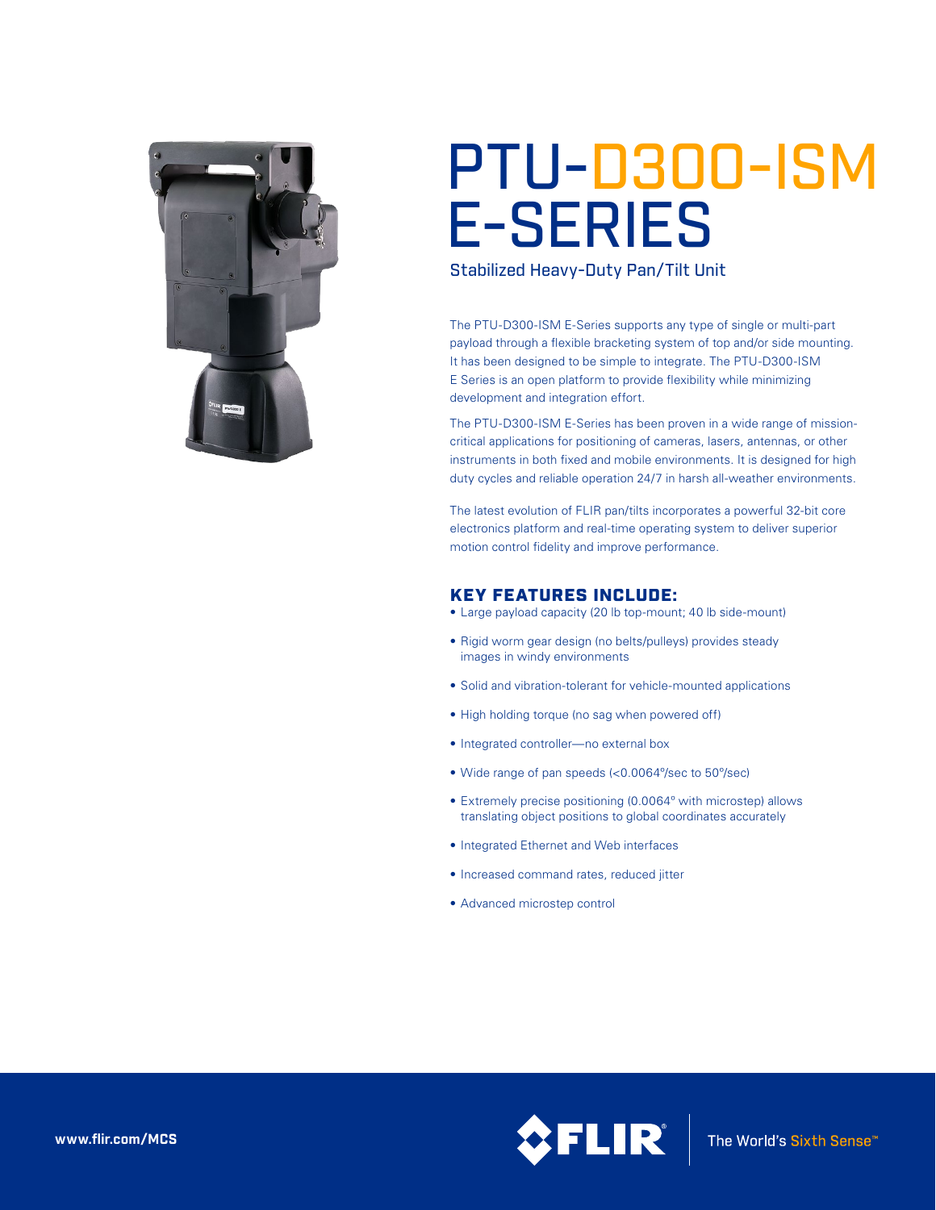# PTU-D300-ISM E-SERIES

## Stabilized Heavy-Duty Pan/Tilt Unit

The PTU-D300-ISM E-Series supports any type of single or multi-part payload through a flexible bracketing system of top and/or side mounting. It has been designed to be simple to integrate. The PTU-D300-ISM E Series is an open platform to provide flexibility while minimizing development and integration effort.

The PTU-D300-ISM E-Series has been proven in a wide range of mission-critical applications for positioning of cameras, lasers, antennas, or other instruments in both fixed and mobile environments. It is designed for high duty cycles and reliable operation 24/7 in harsh all-weather environments.

The latest evolution of FLIR pan/tilts incorporates a powerful 32-bit core electronics platform and real-time operating system to deliver superior motion control fidelity and improve performance.

### KEY FEATURES INCLUDE:

- Large payload capacity (20 lb top-mount; 40 lb side-mount)
- Rigid worm gear design (no belts/pulleys) provides steady images in windy environments
- Solid and vibration-tolerant for vehicle-mounted applications
- High holding torque (no sag when powered off)
- Integrated controller—no external box
- Wide range of pan speeds (<0.0064°/sec to 50°/sec)
- Extremely precise positioning (0.0064° with microstep) allows translating object positions to global coordinates accurately
- Integrated Ethernet and Web interfaces
- Increased command rates, reduced jitter
- Advanced microstep control

www.flir.com/MCS

FLIR The World's Sixth Sense™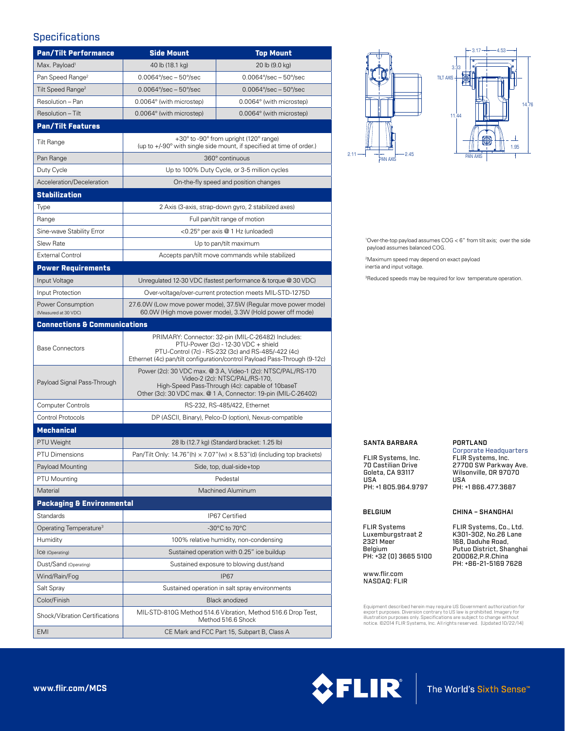## Specifications

| Pan/Tilt Performance | Side Mount | Top Mount |
|---|---|---|
| Max. Payload[1] | 40 lb (18.1 kg) | 20 lb (9.0 kg) |
| Pan Speed Range[2] | 0.0064°/sec – 50°/sec | 0.0064°/sec – 50°/sec |
| Tilt Speed Range[2] | 0.0064°/sec – 50°/sec | 0.0064°/sec – 50°/sec |
| Resolution – Pan | 0.0064° (with microstep) | 0.0064° (with microstep) |
| Resolution – Tilt | 0.0064° (with microstep) | 0.0064° (with microstep) |
| **Pan/Tilt Features** | | |
| Tilt Range | +30° to -90° from upright (120° range) (up to +/-90° with single side mount, if specified at time of order.) | |
| Pan Range | 360° continuous | |
| Duty Cycle | Up to 100% Duty Cycle, or 3-5 million cycles | |
| Acceleration/Deceleration | On-the-fly speed and position changes | |
| **Stabilization** | | |
| Type | 2 Axis (3-axis, strap-down gyro, 2 stabilized axes) | |
| Range | Full pan/tilt range of motion | |
| Sine-wave Stability Error | <0.25° per axis @ 1 Hz (unloaded) | |
| Slew Rate | Up to pan/tilt maximum | |
| External Control | Accepts pan/tilt move commands while stabilized | |
| **Power Requirements** | | |
| Input Voltage | Unregulated 12-30 VDC (fastest performance & torque @ 30 VDC) | |
| Input Protection | Over-voltage/over-current protection meets MIL-STD-1275D | |
| Power Consumption (Measured at 30 VDC) | 27.6.0W (Low move power mode), 37.5W (Regular move power mode) 60.0W (High move power mode), 3.3W (Hold power off mode) | |
| **Connections & Communications** | | |
| Base Connectors | PRIMARY: Connector: 32-pin (MIL-C-26482) Includes: PTU-Power (3c) - 12-30 VDC + shield PTU-Control (7c) - RS-232 (3c) and RS-485/-422 (4c) Ethernet (4c) pan/tilt configuration/control Payload Pass-Through (9-12c) | |
| Payload Signal Pass-Through | Power (2c): 30 VDC max. @ 3 A, Video-1 (2c): NTSC/PAL/RS-170 Video-2 (2c): NTSC/PAL/RS-170, High-Speed Pass-Through (4c): capable of 10baseT Other (3c): 30 VDC max. @ 1 A, Connector: 19-pin (MIL-C-26402) | |
| Computer Controls | RS-232, RS-485/422, Ethernet | |
| Control Protocols | DP (ASCII, Binary), Pelco-D (option), Nexus-compatible | |
| **Mechanical** | | |
| PTU Weight | 28 lb (12.7 kg) (Standard bracket: 1.25 lb) | |
| PTU Dimensions | Pan/Tilt Only: 14.76"(h) × 7.07"(w) × 8.53"(d) (including top brackets) | |
| Payload Mounting | Side, top, dual-side+top | |
| PTU Mounting | Pedestal | |
| Material | Machined Aluminum | |
| **Packaging & Environmental** | | |
| Standards | IP67 Certified | |
| Operating Temperature[3] | -30°C to 70°C | |
| Humidity | 100% relative humidity, non-condensing | |
| Ice (Operating) | Sustained operation with 0.25" ice buildup | |
| Dust/Sand (Operating) | Sustained exposure to blowing dust/sand | |
| Wind/Rain/Fog | IP67 | |
| Salt Spray | Sustained operation in salt spray environments | |
| Color/Finish | Black anodized | |
| Shock/Vibration Certifications | MIL-STD-810G Method 514.6 Vibration, Method 516.6 Drop Test, Method 516.6 Shock | |
| EMI | CE Mark and FCC Part 15, Subpart B, Class A | |

3.17
4.53
3.33
TILT AXIS
14.76
11.44
1.95
2.11
2.45
PAN AXIS
PAN AXIS

[1]Over-the-top payload assumes COG < 6" from tilt axis; over the side payload assumes balanced COG.

[2]Maximum speed may depend on exact payload inertia and input voltage.

[3]Reduced speeds may be required for low temperature operation.

**SANTA BARBARA**

FLIR Systems, Inc.
70 Castilian Drive
Goleta, CA 93117
USA
PH: +1 805.964.9797

**PORTLAND**
Corporate Headquarters
FLIR Systems, Inc.
27700 SW Parkway Ave.
Wilsonville, OR 97070
USA
PH: +1 866.477.3687

**BELGIUM**

FLIR Systems
Luxemburgstraat 2
2321 Meer
Belgium
PH: +32 (0) 3665 5100

**CHINA – SHANGHAI**

FLIR Systems, Co., Ltd.
K301-302, No.26 Lane
168, Daduhe Road,
Putuo District, Shanghai
200062,P.R.China
PH: +86-21-5169 7628

www.flir.com
NASDAQ: FLIR

Equipment described herein may require US Government authorization for export purposes. Diversion contrary to US law is prohibited. Imagery for illustration purposes only. Specifications are subject to change without notice. ©2014 FLIR Systems, Inc. All rights reserved. (Updated 10/22/14)

www.flir.com/MCS

FLIR®

The World's Sixth Sense™